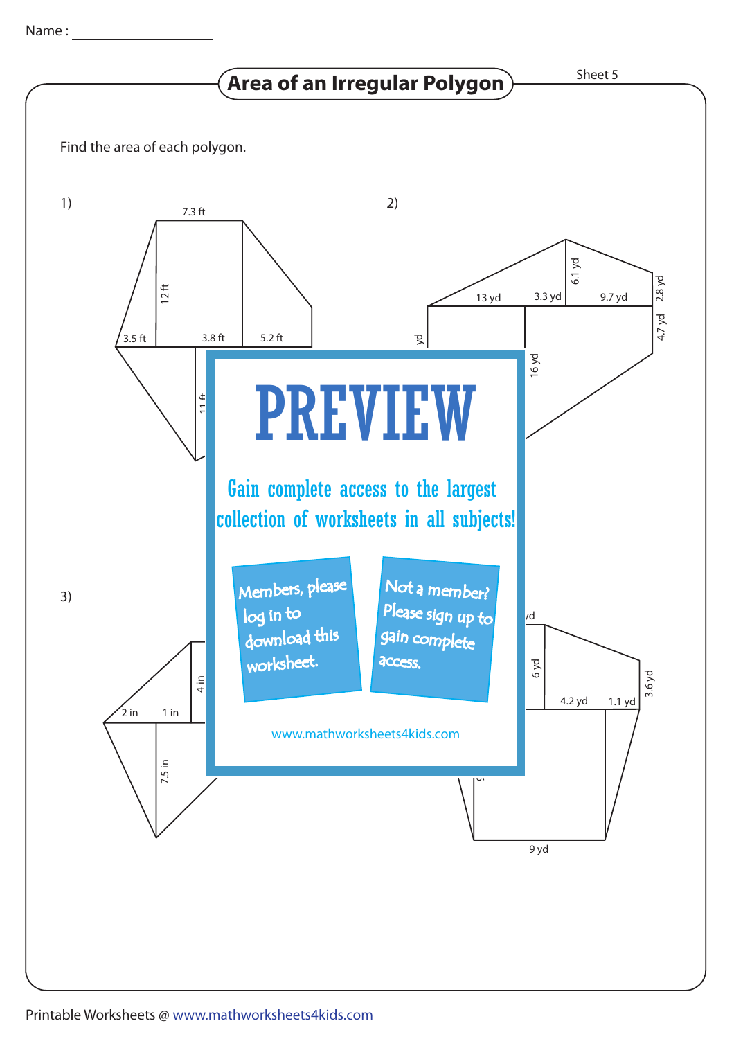Name : ________________

# Area of an Irregular Polygon

Sheet 5

Find the area of each polygon.

1)

7.3 ft

12 ft

3.5 ft   3.8 ft   5.2 ft

11 ft

2)

6.1 yd

13 yd   3.3 yd   9.7 yd   2.8 yd

4.7 yd

yd

16 yd

3)

4 in

2 in   1 in

7.5 in

yd

6 yd

4.2 yd   1.1 yd   3.6 yd

9 yd

PREVIEW

Gain complete access to the largest collection of worksheets in all subjects!

Members, please log in to download this worksheet.

Not a member? Please sign up to gain complete access.

www.mathworksheets4kids.com

Printable Worksheets @ www.mathworksheets4kids.com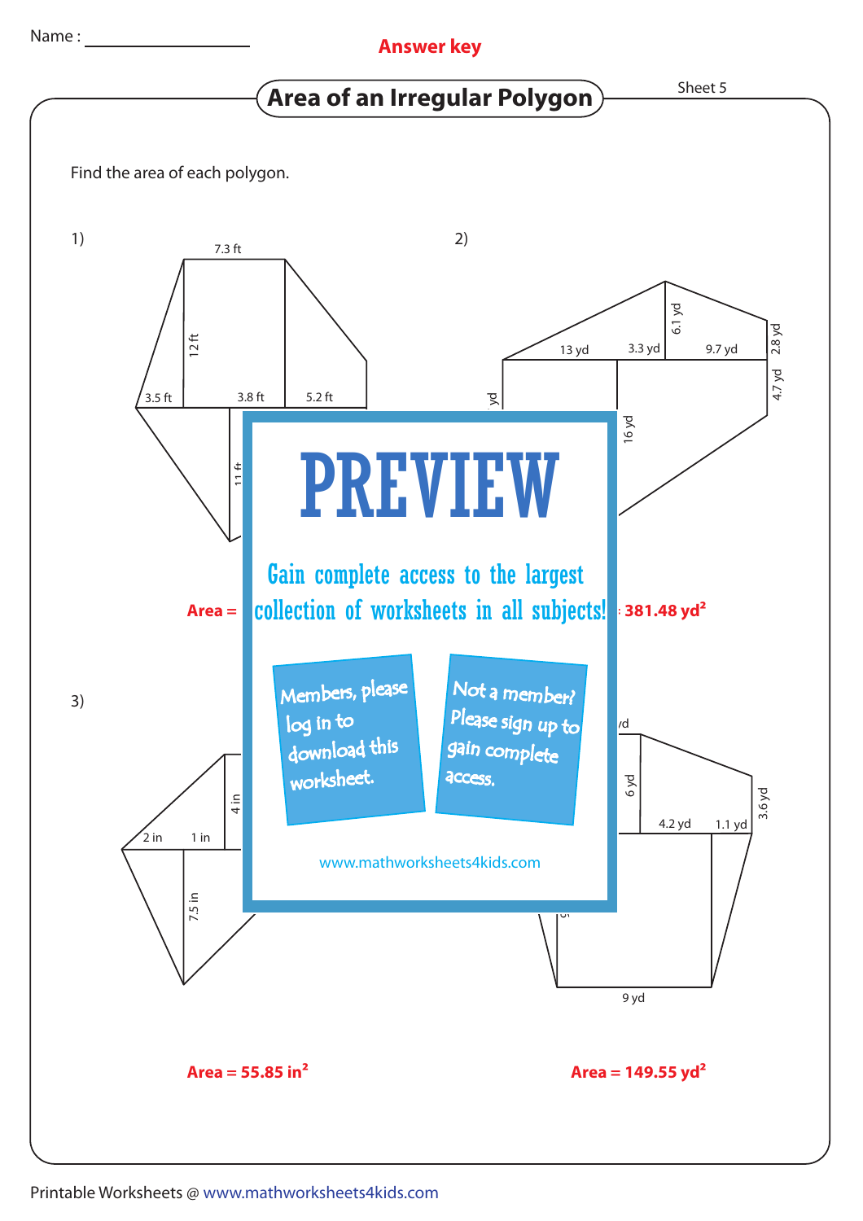Name : ________________

**Answer key**

# Area of an Irregular Polygon

Sheet 5

Find the area of each polygon.

1)

7.3 ft

12 ft

3.5 ft

3.8 ft

5.2 ft

11 ft

**Area =**

2)

6.1 yd

2.8 yd

13 yd

3.3 yd

9.7 yd

4.7 yd

yd

16 yd

**381.48 $yd^2$**

PREVIEW

Gain complete access to the largest collection of worksheets in all subjects!

Members, please log in to download this worksheet.

Not a member? Please sign up to gain complete access.

www.mathworksheets4kids.com

3)

4 in

2 in

1 in

7.5 in

**Area = 55.85 $in^2$**

4)

yd

6 yd

3.6 yd

4.2 yd

1.1 yd

9 yd

**Area = 149.55 $yd^2$**

Printable Worksheets @ www.mathworksheets4kids.com